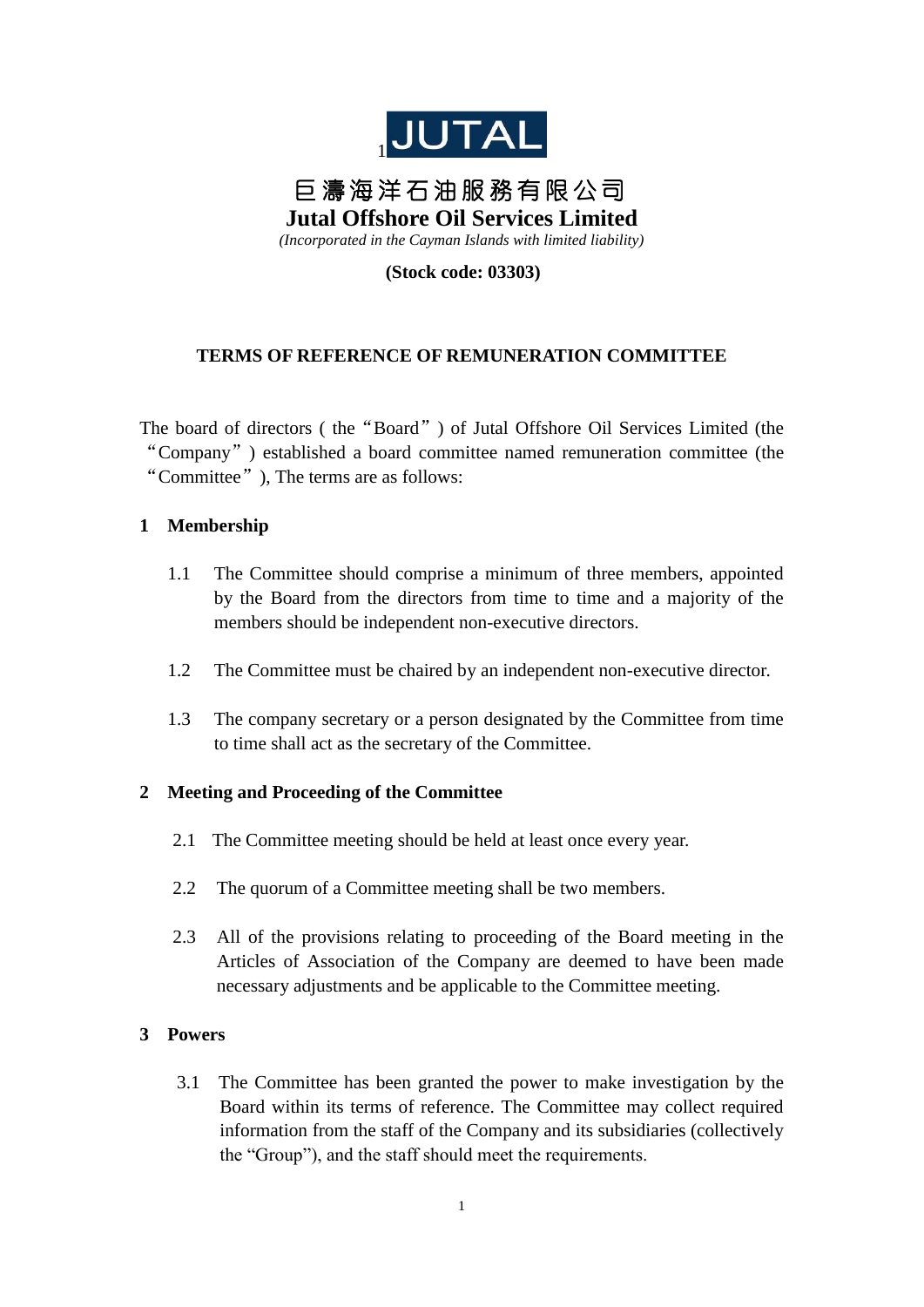JUTAL

巨濤海洋石油服務有限公司

# Jutal Offshore Oil Services Limited

*(Incorporated in the Cayman Islands with limited liability)*

**(Stock code: 03303)**

## TERMS OF REFERENCE OF REMUNERATION COMMITTEE

The board of directors ( the "Board" ) of Jutal Offshore Oil Services Limited (the "Company" ) established a board committee named remuneration committee (the "Committee" ), The terms are as follows:

### 1 Membership

1.1 The Committee should comprise a minimum of three members, appointed by the Board from the directors from time to time and a majority of the members should be independent non-executive directors.

1.2 The Committee must be chaired by an independent non-executive director.

1.3 The company secretary or a person designated by the Committee from time to time shall act as the secretary of the Committee.

### 2 Meeting and Proceeding of the Committee

2.1 The Committee meeting should be held at least once every year.

2.2 The quorum of a Committee meeting shall be two members.

2.3 All of the provisions relating to proceeding of the Board meeting in the Articles of Association of the Company are deemed to have been made necessary adjustments and be applicable to the Committee meeting.

### 3 Powers

3.1 The Committee has been granted the power to make investigation by the Board within its terms of reference. The Committee may collect required information from the staff of the Company and its subsidiaries (collectively the "Group"), and the staff should meet the requirements.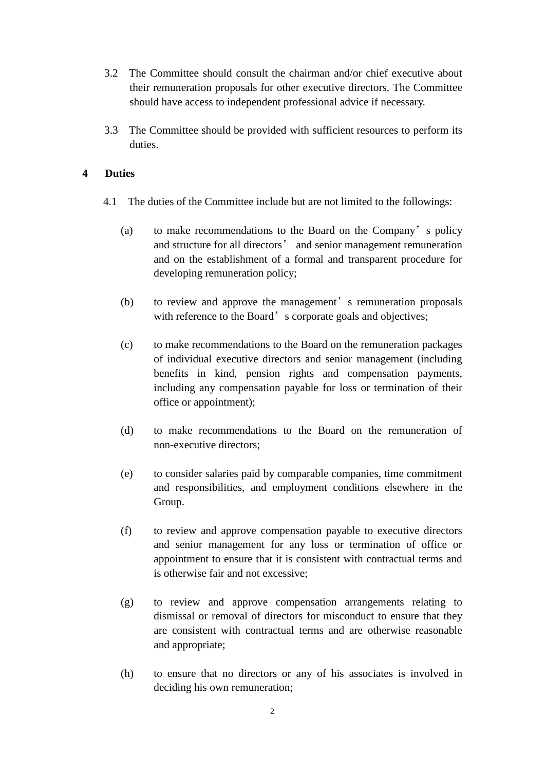3.2 The Committee should consult the chairman and/or chief executive about their remuneration proposals for other executive directors. The Committee should have access to independent professional advice if necessary.

3.3 The Committee should be provided with sufficient resources to perform its duties.

## 4 Duties

4.1 The duties of the Committee include but are not limited to the followings:

(a) to make recommendations to the Board on the Company's policy and structure for all directors' and senior management remuneration and on the establishment of a formal and transparent procedure for developing remuneration policy;

(b) to review and approve the management's remuneration proposals with reference to the Board's corporate goals and objectives;

(c) to make recommendations to the Board on the remuneration packages of individual executive directors and senior management (including benefits in kind, pension rights and compensation payments, including any compensation payable for loss or termination of their office or appointment);

(d) to make recommendations to the Board on the remuneration of non-executive directors;

(e) to consider salaries paid by comparable companies, time commitment and responsibilities, and employment conditions elsewhere in the Group.

(f) to review and approve compensation payable to executive directors and senior management for any loss or termination of office or appointment to ensure that it is consistent with contractual terms and is otherwise fair and not excessive;

(g) to review and approve compensation arrangements relating to dismissal or removal of directors for misconduct to ensure that they are consistent with contractual terms and are otherwise reasonable and appropriate;

(h) to ensure that no directors or any of his associates is involved in deciding his own remuneration;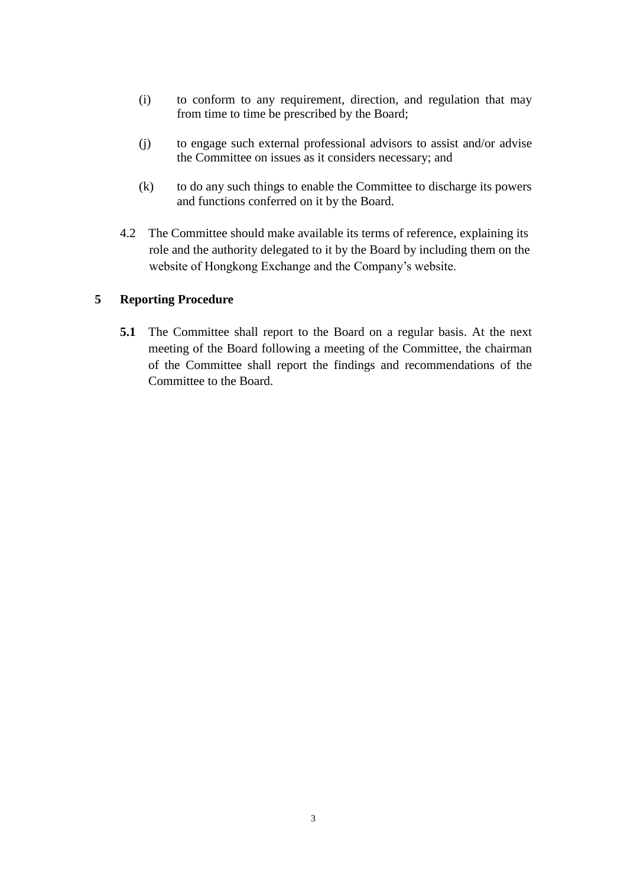(i) to conform to any requirement, direction, and regulation that may from time to time be prescribed by the Board;

(j) to engage such external professional advisors to assist and/or advise the Committee on issues as it considers necessary; and

(k) to do any such things to enable the Committee to discharge its powers and functions conferred on it by the Board.

4.2 The Committee should make available its terms of reference, explaining its role and the authority delegated to it by the Board by including them on the website of Hongkong Exchange and the Company's website.

## 5 Reporting Procedure

**5.1** The Committee shall report to the Board on a regular basis. At the next meeting of the Board following a meeting of the Committee, the chairman of the Committee shall report the findings and recommendations of the Committee to the Board.